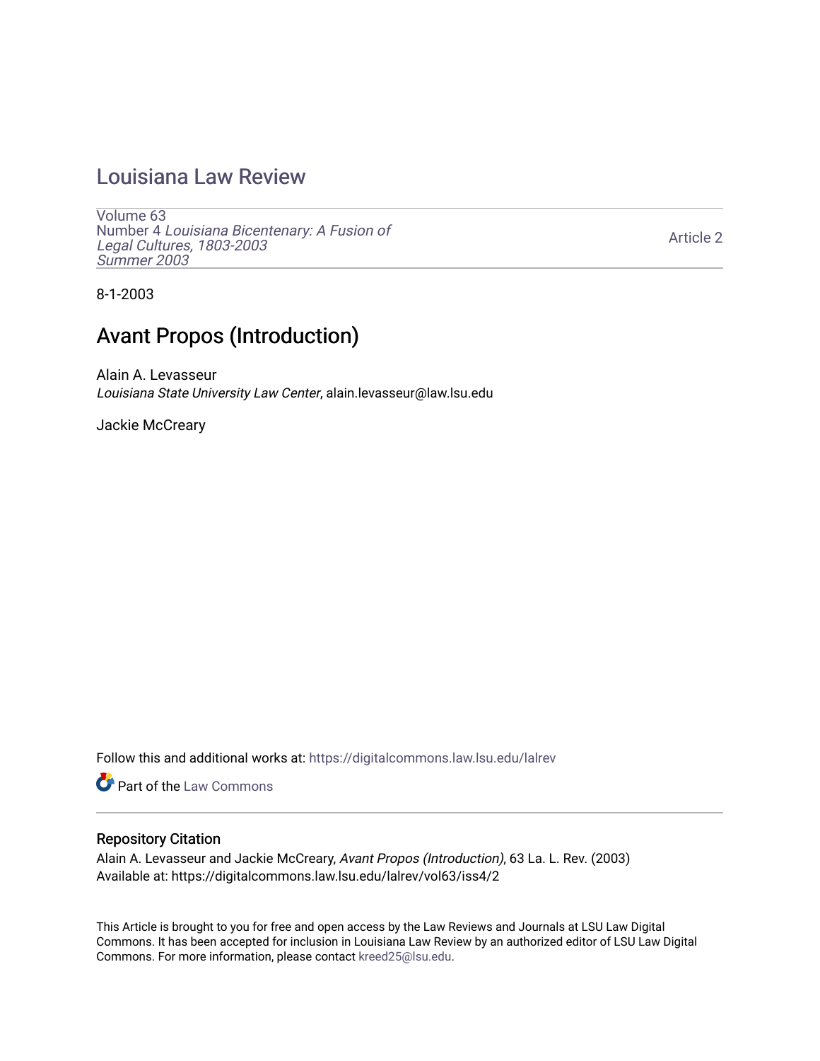# Louisiana Law Review

Volume 63
Number 4 *Louisiana Bicentenary: A Fusion of Legal Cultures, 1803-2003*
*Summer 2003*

Article 2

8-1-2003

## Avant Propos (Introduction)

Alain A. Levasseur
*Louisiana State University Law Center*, alain.levasseur@law.lsu.edu

Jackie McCreary

Follow this and additional works at: https://digitalcommons.law.lsu.edu/lalrev

Part of the Law Commons

### Repository Citation

Alain A. Levasseur and Jackie McCreary, *Avant Propos (Introduction)*, 63 La. L. Rev. (2003)
Available at: https://digitalcommons.law.lsu.edu/lalrev/vol63/iss4/2

This Article is brought to you for free and open access by the Law Reviews and Journals at LSU Law Digital Commons. It has been accepted for inclusion in Louisiana Law Review by an authorized editor of LSU Law Digital Commons. For more information, please contact kreed25@lsu.edu.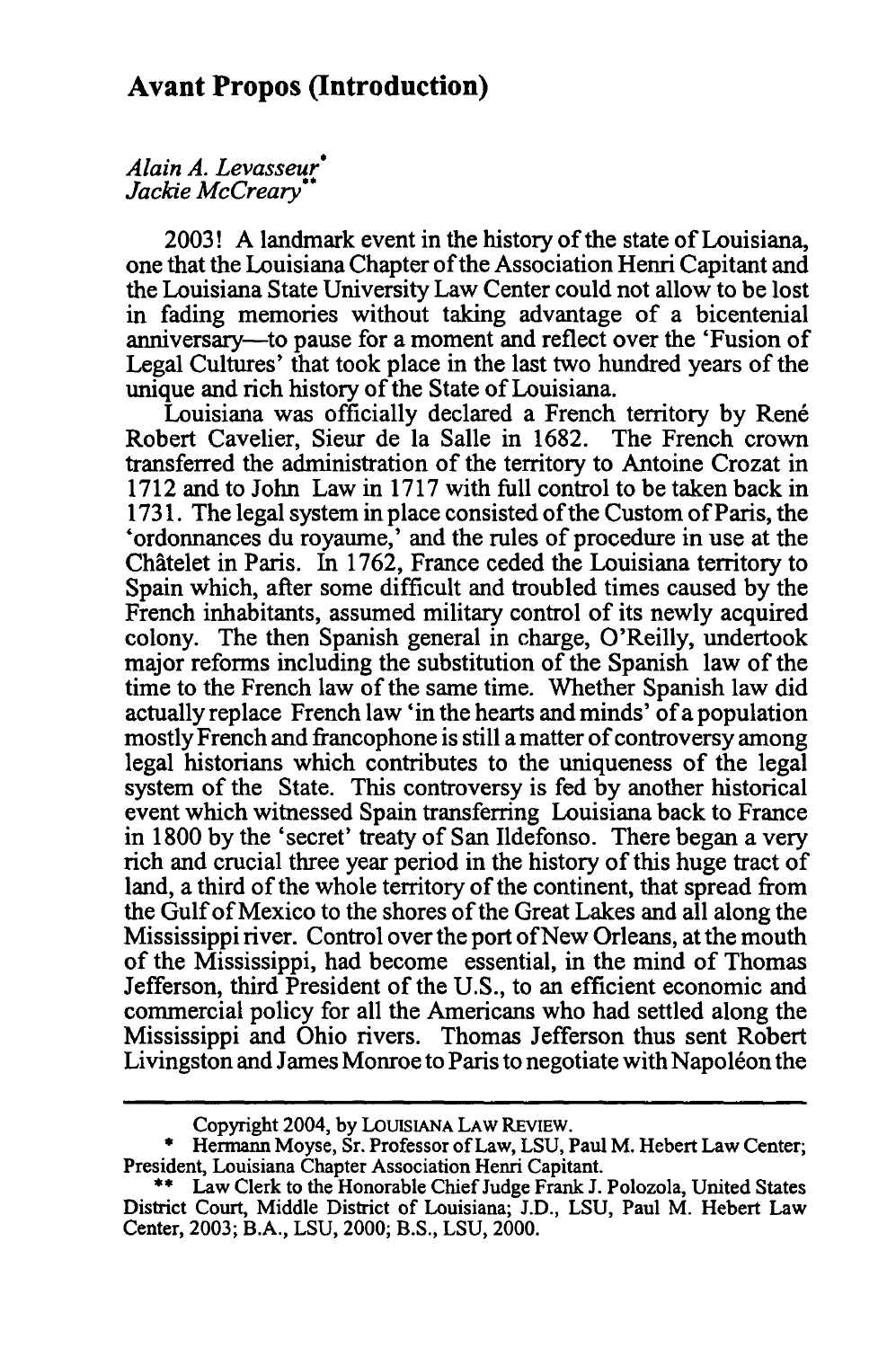## Avant Propos (Introduction)

*Alain A. Levasseur*\*
*Jackie McCreary*\*\*

2003! A landmark event in the history of the state of Louisiana, one that the Louisiana Chapter of the Association Henri Capitant and the Louisiana State University Law Center could not allow to be lost in fading memories without taking advantage of a bicentenial anniversary—to pause for a moment and reflect over the 'Fusion of Legal Cultures' that took place in the last two hundred years of the unique and rich history of the State of Louisiana.

Louisiana was officially declared a French territory by René Robert Cavelier, Sieur de la Salle in 1682. The French crown transferred the administration of the territory to Antoine Crozat in 1712 and to John Law in 1717 with full control to be taken back in 1731. The legal system in place consisted of the Custom of Paris, the 'ordonnances du royaume,' and the rules of procedure in use at the Châtelet in Paris. In 1762, France ceded the Louisiana territory to Spain which, after some difficult and troubled times caused by the French inhabitants, assumed military control of its newly acquired colony. The then Spanish general in charge, O'Reilly, undertook major reforms including the substitution of the Spanish law of the time to the French law of the same time. Whether Spanish law did actually replace French law 'in the hearts and minds' of a population mostly French and francophone is still a matter of controversy among legal historians which contributes to the uniqueness of the legal system of the State. This controversy is fed by another historical event which witnessed Spain transferring Louisiana back to France in 1800 by the 'secret' treaty of San Ildefonso. There began a very rich and crucial three year period in the history of this huge tract of land, a third of the whole territory of the continent, that spread from the Gulf of Mexico to the shores of the Great Lakes and all along the Mississippi river. Control over the port of New Orleans, at the mouth of the Mississippi, had become essential, in the mind of Thomas Jefferson, third President of the U.S., to an efficient economic and commercial policy for all the Americans who had settled along the Mississippi and Ohio rivers. Thomas Jefferson thus sent Robert Livingston and James Monroe to Paris to negotiate with Napoléon the

---

Copyright 2004, by LOUISIANA LAW REVIEW.

\* Hermann Moyse, Sr. Professor of Law, LSU, Paul M. Hebert Law Center; President, Louisiana Chapter Association Henri Capitant.

\*\* Law Clerk to the Honorable Chief Judge Frank J. Polozola, United States District Court, Middle District of Louisiana; J.D., LSU, Paul M. Hebert Law Center, 2003; B.A., LSU, 2000; B.S., LSU, 2000.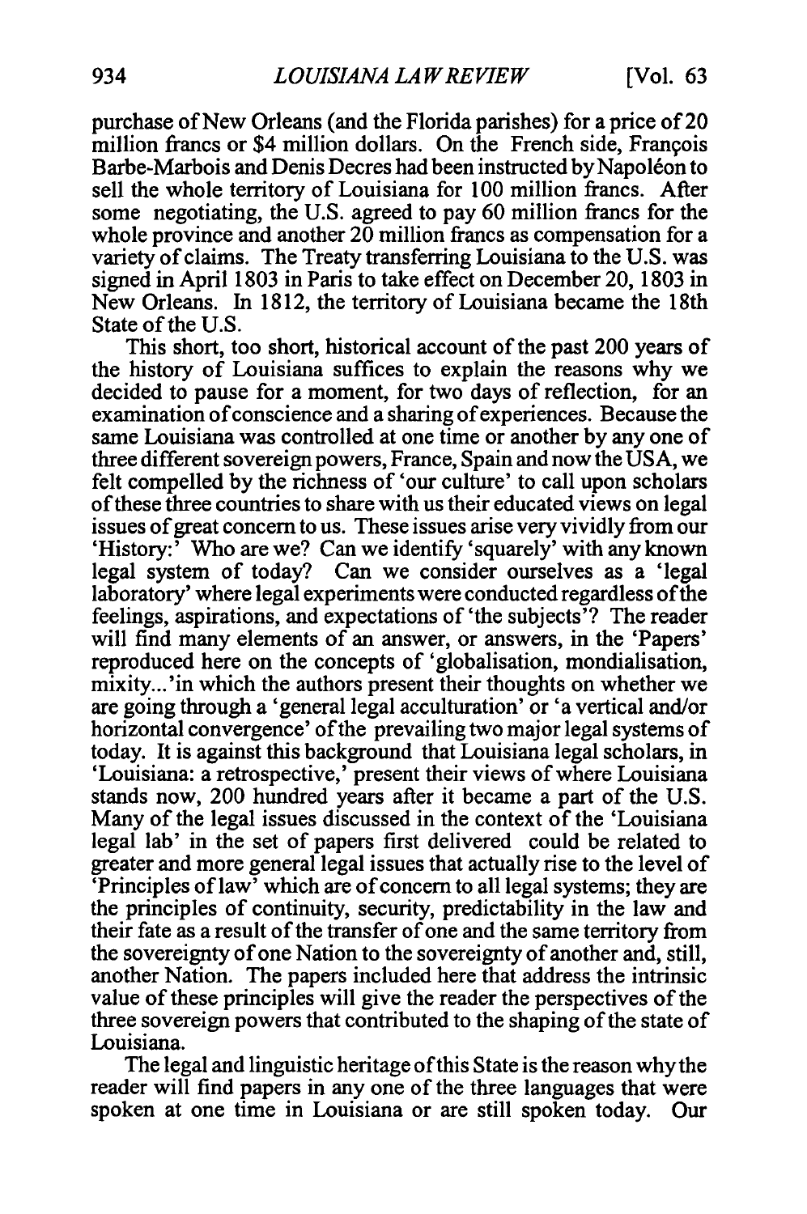purchase of New Orleans (and the Florida parishes) for a price of 20 million francs or $4 million dollars. On the French side, François Barbe-Marbois and Denis Decres had been instructed by Napoléon to sell the whole territory of Louisiana for 100 million francs. After some negotiating, the U.S. agreed to pay 60 million francs for the whole province and another 20 million francs as compensation for a variety of claims. The Treaty transferring Louisiana to the U.S. was signed in April 1803 in Paris to take effect on December 20, 1803 in New Orleans. In 1812, the territory of Louisiana became the 18th State of the U.S.

This short, too short, historical account of the past 200 years of the history of Louisiana suffices to explain the reasons why we decided to pause for a moment, for two days of reflection, for an examination of conscience and a sharing of experiences. Because the same Louisiana was controlled at one time or another by any one of three different sovereign powers, France, Spain and now the USA, we felt compelled by the richness of 'our culture' to call upon scholars of these three countries to share with us their educated views on legal issues of great concern to us. These issues arise very vividly from our 'History:' Who are we? Can we identify 'squarely' with any known legal system of today? Can we consider ourselves as a 'legal laboratory' where legal experiments were conducted regardless of the feelings, aspirations, and expectations of 'the subjects'? The reader will find many elements of an answer, or answers, in the 'Papers' reproduced here on the concepts of 'globalisation, mondialisation, mixity...'in which the authors present their thoughts on whether we are going through a 'general legal acculturation' or 'a vertical and/or horizontal convergence' of the prevailing two major legal systems of today. It is against this background that Louisiana legal scholars, in 'Louisiana: a retrospective,' present their views of where Louisiana stands now, 200 hundred years after it became a part of the U.S. Many of the legal issues discussed in the context of the 'Louisiana legal lab' in the set of papers first delivered could be related to greater and more general legal issues that actually rise to the level of 'Principles of law' which are of concern to all legal systems; they are the principles of continuity, security, predictability in the law and their fate as a result of the transfer of one and the same territory from the sovereignty of one Nation to the sovereignty of another and, still, another Nation. The papers included here that address the intrinsic value of these principles will give the reader the perspectives of the three sovereign powers that contributed to the shaping of the state of Louisiana.

The legal and linguistic heritage of this State is the reason why the reader will find papers in any one of the three languages that were spoken at one time in Louisiana or are still spoken today. Our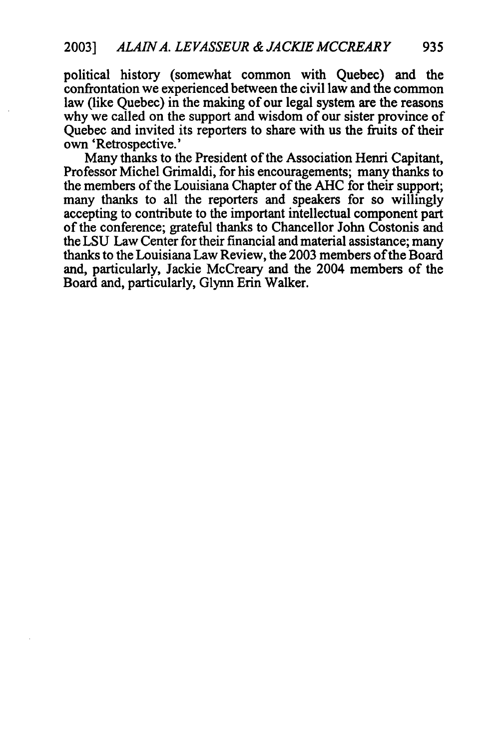political history (somewhat common with Quebec) and the confrontation we experienced between the civil law and the common law (like Quebec) in the making of our legal system are the reasons why we called on the support and wisdom of our sister province of Quebec and invited its reporters to share with us the fruits of their own 'Retrospective.'

Many thanks to the President of the Association Henri Capitant, Professor Michel Grimaldi, for his encouragements; many thanks to the members of the Louisiana Chapter of the AHC for their support; many thanks to all the reporters and speakers for so willingly accepting to contribute to the important intellectual component part of the conference; grateful thanks to Chancellor John Costonis and the LSU Law Center for their financial and material assistance; many thanks to the Louisiana Law Review, the 2003 members of the Board and, particularly, Jackie McCreary and the 2004 members of the Board and, particularly, Glynn Erin Walker.